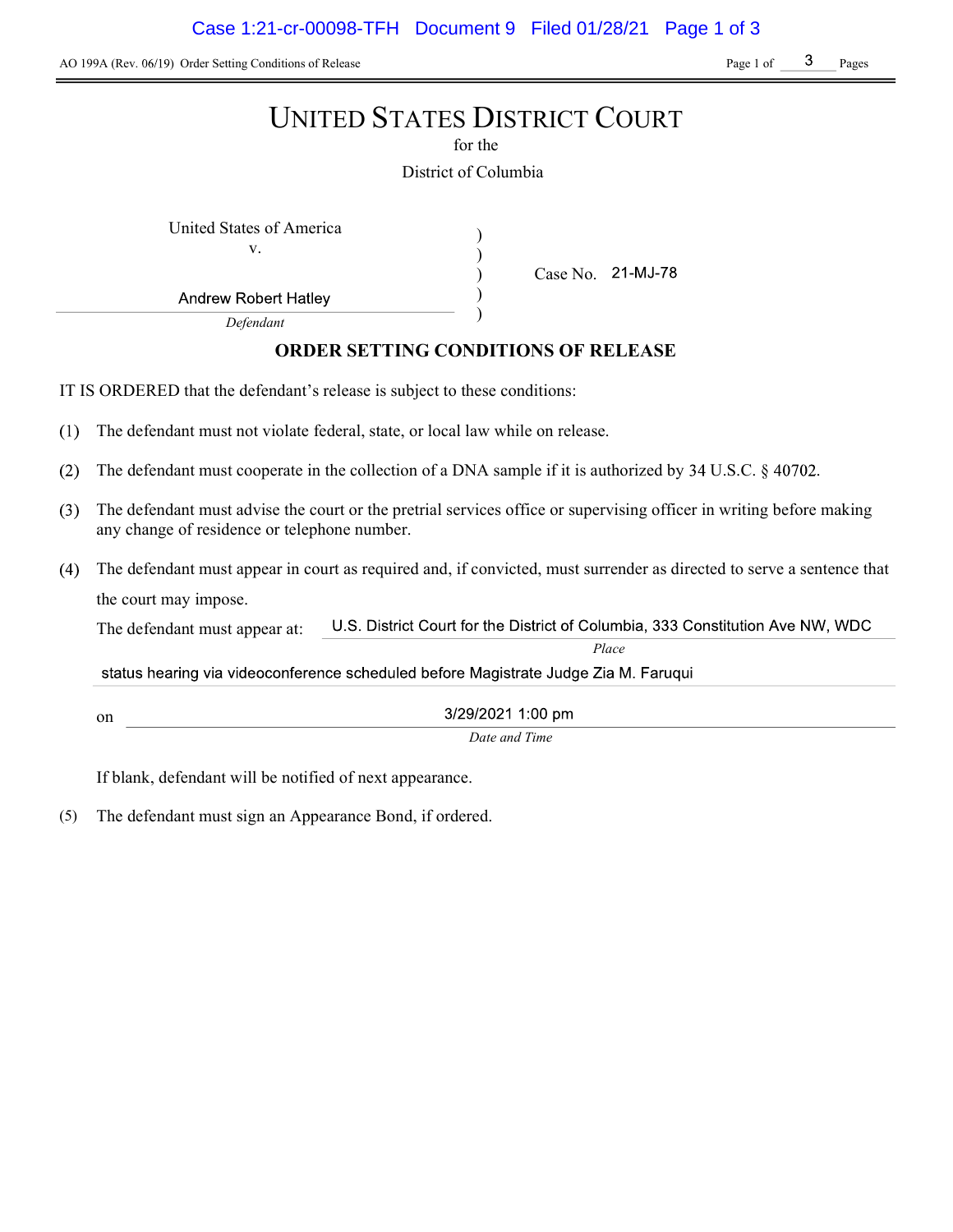AO 199A (Rev. 06/19) Order Setting Conditions of Release

# UNITED STATES DISTRICT COURT

for the

District of Columbia

United States of America
v.

Andrew Robert Hatley
*Defendant*

Case No. 21-MJ-78

## ORDER SETTING CONDITIONS OF RELEASE

IT IS ORDERED that the defendant's release is subject to these conditions:

(1) The defendant must not violate federal, state, or local law while on release.

(2) The defendant must cooperate in the collection of a DNA sample if it is authorized by 34 U.S.C. § 40702.

(3) The defendant must advise the court or the pretrial services office or supervising officer in writing before making any change of residence or telephone number.

(4) The defendant must appear in court as required and, if convicted, must surrender as directed to serve a sentence that the court may impose.

The defendant must appear at: U.S. District Court for the District of Columbia, 333 Constitution Ave NW, WDC
*Place*

status hearing via videoconference scheduled before Magistrate Judge Zia M. Faruqui

on 3/29/2021 1:00 pm
*Date and Time*

If blank, defendant will be notified of next appearance.

(5) The defendant must sign an Appearance Bond, if ordered.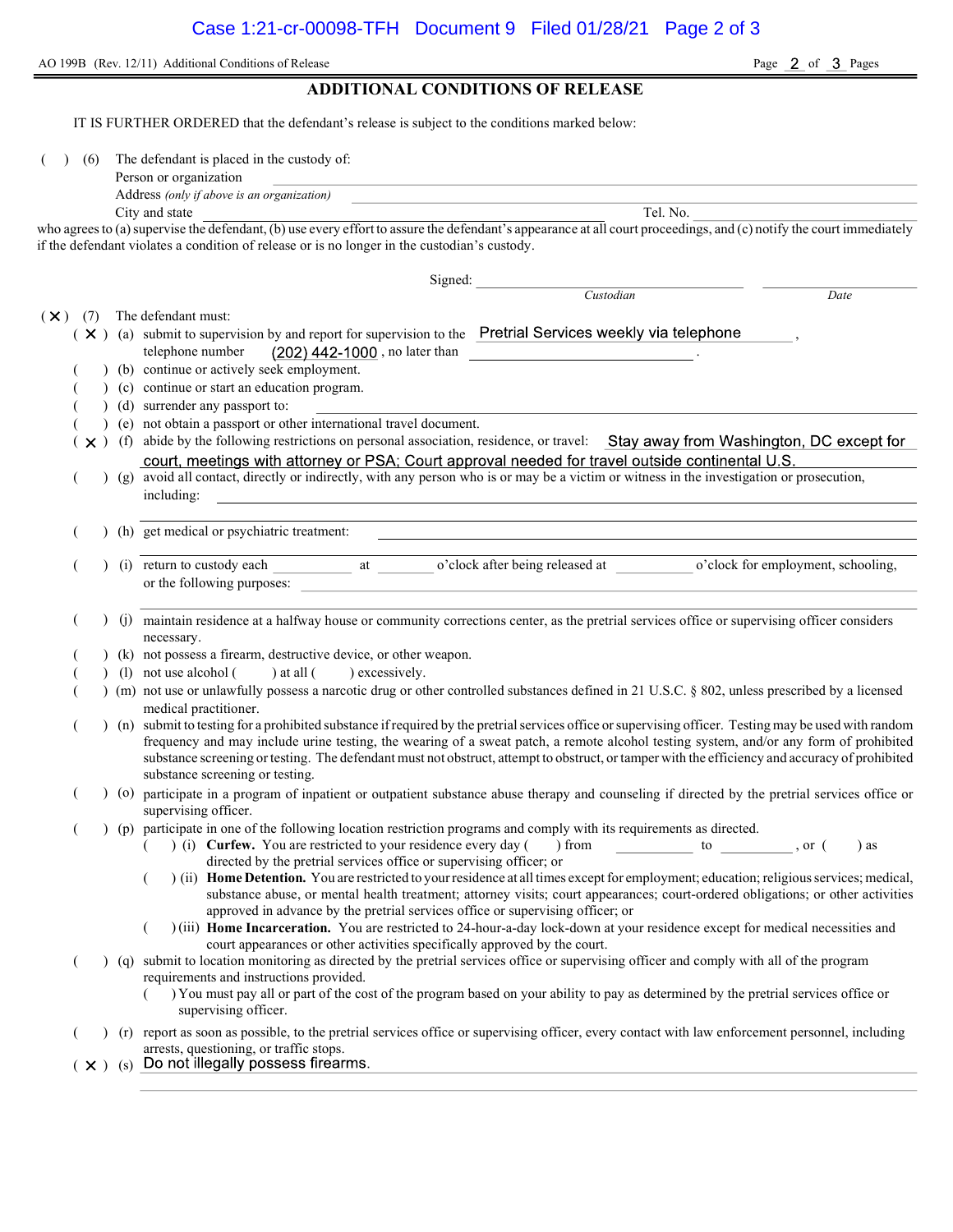AO 199B (Rev. 12/11) Additional Conditions of Release

## ADDITIONAL CONDITIONS OF RELEASE

IT IS FURTHER ORDERED that the defendant's release is subject to the conditions marked below:

( ) (6) The defendant is placed in the custody of:

Person or organization \_\_\_\_\_\_\_\_\_\_\_\_\_\_\_\_\_\_\_\_

Address *(only if above is an organization)* \_\_\_\_\_\_\_\_\_\_\_\_\_\_\_\_\_\_\_\_

City and state \_\_\_\_\_\_\_\_\_\_\_\_\_\_\_\_\_\_\_\_ Tel. No. \_\_\_\_\_\_\_\_\_\_\_\_\_\_\_\_\_\_\_\_

who agrees to (a) supervise the defendant, (b) use every effort to assure the defendant's appearance at all court proceedings, and (c) notify the court immediately if the defendant violates a condition of release or is no longer in the custodian's custody.

Signed: \_\_\_\_\_\_\_\_\_\_\_\_\_\_\_\_\_\_\_\_ \_\_\_\_\_\_\_\_\_\_\_\_\_\_\_\_\_\_\_\_

*Custodian* *Date*

(X) (7) The defendant must:

- ( X ) (a) submit to supervision by and report for supervision to the Pretrial Services weekly via telephone, telephone number (202) 442-1000 , no later than \_\_\_\_\_\_\_\_\_\_\_\_\_\_\_\_\_\_\_\_ .
- ( ) (b) continue or actively seek employment.
- ( ) (c) continue or start an education program.
- ( ) (d) surrender any passport to: \_\_\_\_\_\_\_\_\_\_\_\_\_\_\_\_\_\_\_\_
- ( ) (e) not obtain a passport or other international travel document.
- ( X ) (f) abide by the following restrictions on personal association, residence, or travel: Stay away from Washington, DC except for court, meetings with attorney or PSA; Court approval needed for travel outside continental U.S.
- ( ) (g) avoid all contact, directly or indirectly, with any person who is or may be a victim or witness in the investigation or prosecution, including: \_\_\_\_\_\_\_\_\_\_\_\_\_\_\_\_\_\_\_\_
- ( ) (h) get medical or psychiatric treatment: \_\_\_\_\_\_\_\_\_\_\_\_\_\_\_\_\_\_\_\_
- ( ) (i) return to custody each \_\_\_\_\_\_\_\_ at \_\_\_\_\_\_\_\_ o'clock after being released at \_\_\_\_\_\_\_\_ o'clock for employment, schooling, or the following purposes: \_\_\_\_\_\_\_\_\_\_\_\_\_\_\_\_\_\_\_\_
- ( ) (j) maintain residence at a halfway house or community corrections center, as the pretrial services office or supervising officer considers necessary.
- ( ) (k) not possess a firearm, destructive device, or other weapon.
- ( ) (l) not use alcohol ( ) at all ( ) excessively.
- ( ) (m) not use or unlawfully possess a narcotic drug or other controlled substances defined in 21 U.S.C. § 802, unless prescribed by a licensed medical practitioner.
- ( ) (n) submit to testing for a prohibited substance if required by the pretrial services office or supervising officer. Testing may be used with random frequency and may include urine testing, the wearing of a sweat patch, a remote alcohol testing system, and/or any form of prohibited substance screening or testing. The defendant must not obstruct, attempt to obstruct, or tamper with the efficiency and accuracy of prohibited substance screening or testing.
- ( ) (o) participate in a program of inpatient or outpatient substance abuse therapy and counseling if directed by the pretrial services office or supervising officer.
- ( ) (p) participate in one of the following location restriction programs and comply with its requirements as directed.
  - ( ) (i) **Curfew.** You are restricted to your residence every day ( ) from \_\_\_\_\_\_\_\_ to \_\_\_\_\_\_\_\_, or ( ) as directed by the pretrial services office or supervising officer; or
  - ( ) (ii) **Home Detention.** You are restricted to your residence at all times except for employment; education; religious services; medical, substance abuse, or mental health treatment; attorney visits; court appearances; court-ordered obligations; or other activities approved in advance by the pretrial services office or supervising officer; or
  - ( ) (iii) **Home Incarceration.** You are restricted to 24-hour-a-day lock-down at your residence except for medical necessities and court appearances or other activities specifically approved by the court.
- ( ) (q) submit to location monitoring as directed by the pretrial services office or supervising officer and comply with all of the program requirements and instructions provided.
  - ( ) You must pay all or part of the cost of the program based on your ability to pay as determined by the pretrial services office or supervising officer.
- ( ) (r) report as soon as possible, to the pretrial services office or supervising officer, every contact with law enforcement personnel, including arrests, questioning, or traffic stops.
- ( X ) (s) Do not illegally possess firearms.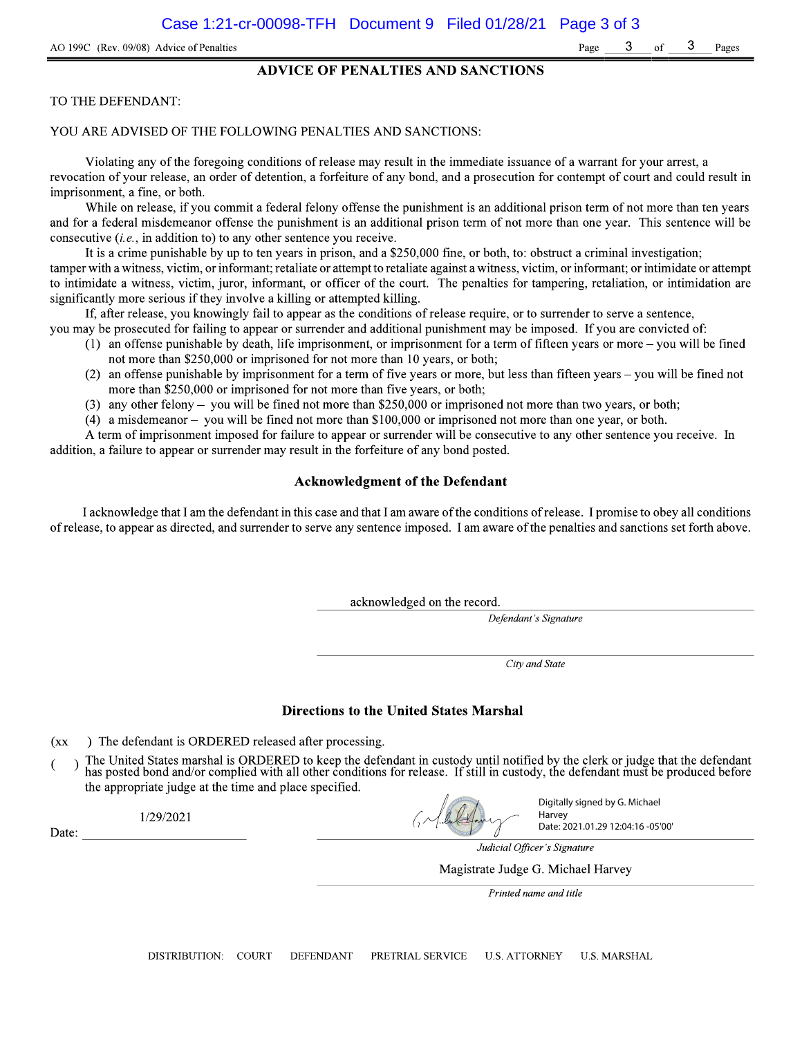AO 199C (Rev. 09/08) Advice of Penalties

## ADVICE OF PENALTIES AND SANCTIONS

TO THE DEFENDANT:

YOU ARE ADVISED OF THE FOLLOWING PENALTIES AND SANCTIONS:

Violating any of the foregoing conditions of release may result in the immediate issuance of a warrant for your arrest, a revocation of your release, an order of detention, a forfeiture of any bond, and a prosecution for contempt of court and could result in imprisonment, a fine, or both.

While on release, if you commit a federal felony offense the punishment is an additional prison term of not more than ten years and for a federal misdemeanor offense the punishment is an additional prison term of not more than one year. This sentence will be consecutive (*i.e.*, in addition to) to any other sentence you receive.

It is a crime punishable by up to ten years in prison, and a $250,000 fine, or both, to: obstruct a criminal investigation; tamper with a witness, victim, or informant; retaliate or attempt to retaliate against a witness, victim, or informant; or intimidate or attempt to intimidate a witness, victim, juror, informant, or officer of the court. The penalties for tampering, retaliation, or intimidation are significantly more serious if they involve a killing or attempted killing.

If, after release, you knowingly fail to appear as the conditions of release require, or to surrender to serve a sentence, you may be prosecuted for failing to appear or surrender and additional punishment may be imposed. If you are convicted of:

(1) an offense punishable by death, life imprisonment, or imprisonment for a term of fifteen years or more – you will be fined not more than $250,000 or imprisoned for not more than 10 years, or both;
(2) an offense punishable by imprisonment for a term of five years or more, but less than fifteen years – you will be fined not more than $250,000 or imprisoned for not more than five years, or both;
(3) any other felony – you will be fined not more than $250,000 or imprisoned not more than two years, or both;
(4) a misdemeanor – you will be fined not more than $100,000 or imprisoned not more than one year, or both.

A term of imprisonment imposed for failure to appear or surrender will be consecutive to any other sentence you receive. In addition, a failure to appear or surrender may result in the forfeiture of any bond posted.

### Acknowledgment of the Defendant

I acknowledge that I am the defendant in this case and that I am aware of the conditions of release. I promise to obey all conditions of release, to appear as directed, and surrender to serve any sentence imposed. I am aware of the penalties and sanctions set forth above.

acknowledged on the record.
*Defendant's Signature*

*City and State*

### Directions to the United States Marshal

(xx ) The defendant is ORDERED released after processing.

( ) The United States marshal is ORDERED to keep the defendant in custody until notified by the clerk or judge that the defendant has posted bond and/or complied with all other conditions for release. If still in custody, the defendant must be produced before the appropriate judge at the time and place specified.

Date: 1/29/2021

Digitally signed by G. Michael Harvey
Date: 2021.01.29 12:04:16 -05'00'
*Judicial Officer's Signature*

Magistrate Judge G. Michael Harvey
*Printed name and title*

DISTRIBUTION: COURT DEFENDANT PRETRIAL SERVICE U.S. ATTORNEY U.S. MARSHAL